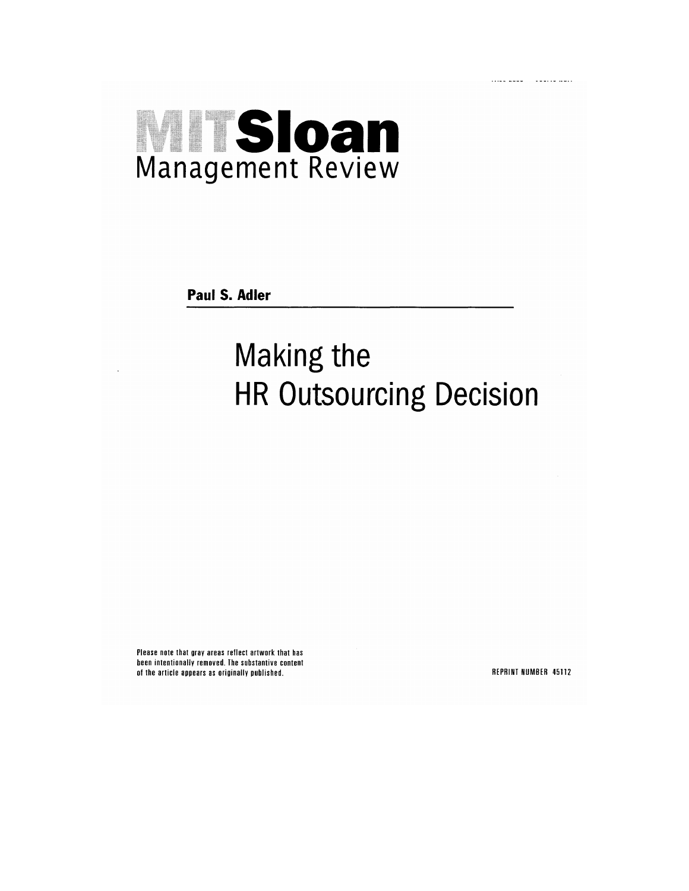# MIT Sloan Management Review

**Paul S. Adler**

# Making the HR Outsourcing Decision

Please note that gray areas reflect artwork that has been intentionally removed. The substantive content of the article appears as originally published.

REPRINT NUMBER 45112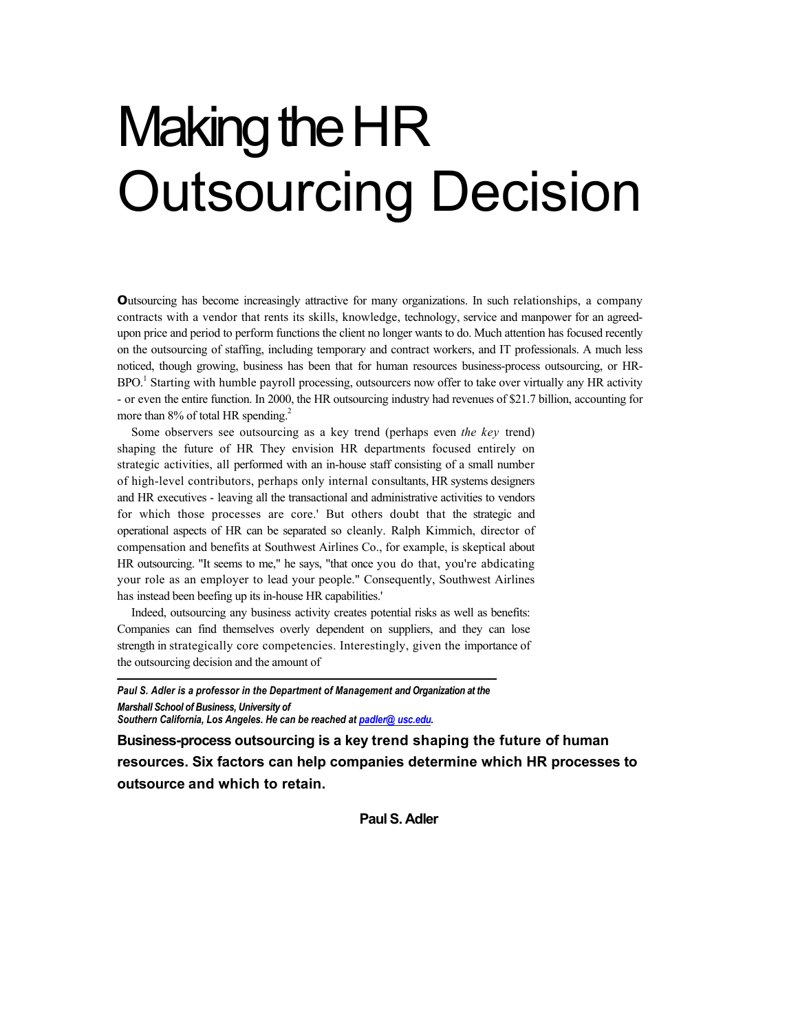# Making the HR Outsourcing Decision

**O**utsourcing has become increasingly attractive for many organizations. In such relationships, a company contracts with a vendor that rents its skills, knowledge, technology, service and manpower for an agreed-upon price and period to perform functions the client no longer wants to do. Much attention has focused recently on the outsourcing of staffing, including temporary and contract workers, and IT professionals. A much less noticed, though growing, business has been that for human resources business-process outsourcing, or HR-BPO.[1] Starting with humble payroll processing, outsourcers now offer to take over virtually any HR activity - or even the entire function. In 2000, the HR outsourcing industry had revenues of $21.7 billion, accounting for more than 8% of total HR spending.[2]

Some observers see outsourcing as a key trend (perhaps even *the key* trend) shaping the future of HR They envision HR departments focused entirely on strategic activities, all performed with an in-house staff consisting of a small number of high-level contributors, perhaps only internal consultants, HR systems designers and HR executives - leaving all the transactional and administrative activities to vendors for which those processes are core.' But others doubt that the strategic and operational aspects of HR can be separated so cleanly. Ralph Kimmich, director of compensation and benefits at Southwest Airlines Co., for example, is skeptical about HR outsourcing. "It seems to me," he says, "that once you do that, you're abdicating your role as an employer to lead your people." Consequently, Southwest Airlines has instead been beefing up its in-house HR capabilities.'

Indeed, outsourcing any business activity creates potential risks as well as benefits: Companies can find themselves overly dependent on suppliers, and they can lose strength in strategically core competencies. Interestingly, given the importance of the outsourcing decision and the amount of

---

***Paul S. Adler is a professor in the Department of Management and Organization at the Marshall School of Business, University of Southern California, Los Angeles. He can be reached at padler@ usc.edu.***

**Business-process outsourcing is a key trend shaping the future of human resources. Six factors can help companies determine which HR processes to outsource and which to retain.**

**Paul S. Adler**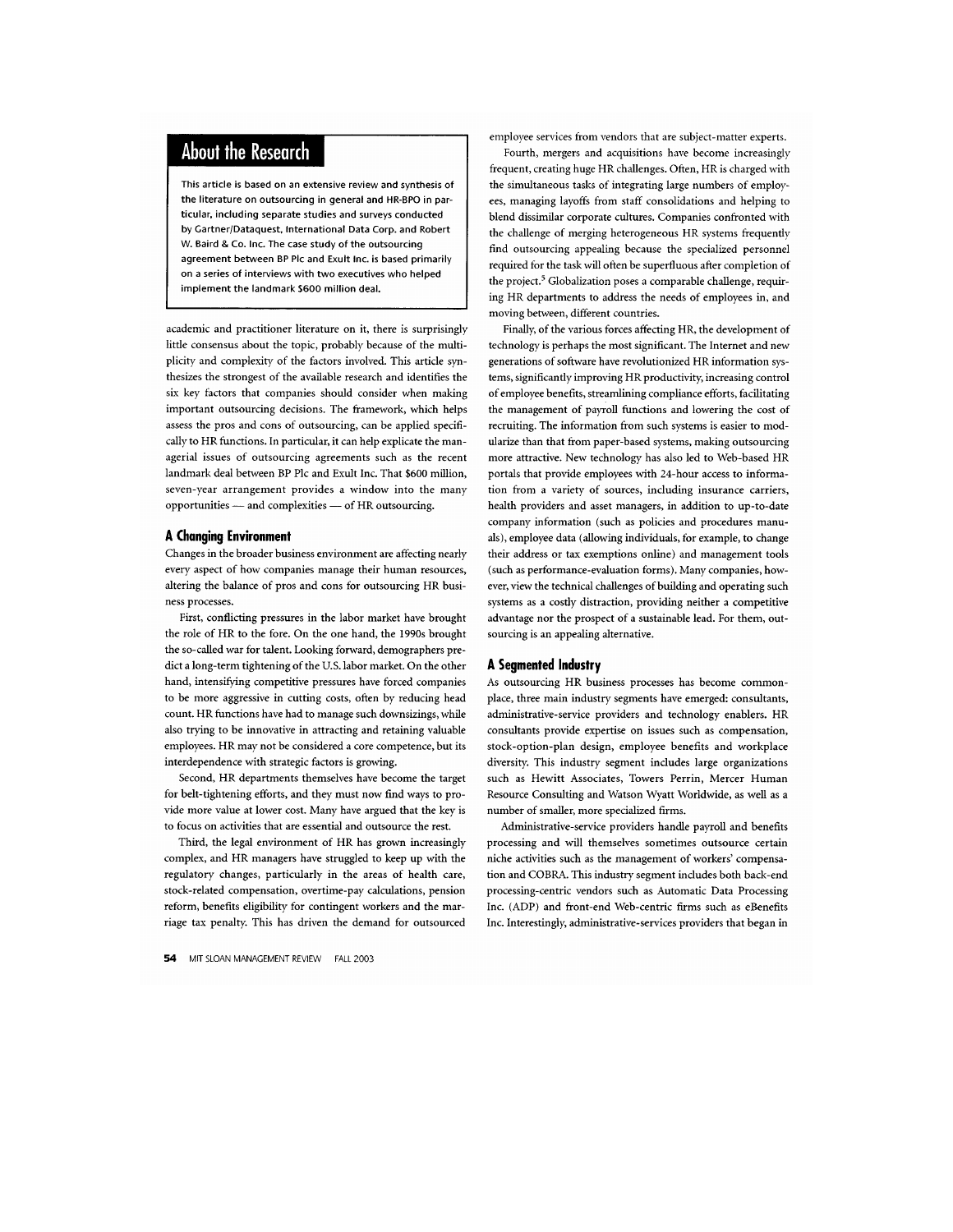## About the Research

This article is based on an extensive review and synthesis of the literature on outsourcing in general and HR-BPO in particular, including separate studies and surveys conducted by Gartner/Dataquest, International Data Corp. and Robert W. Baird & Co. Inc. The case study of the outsourcing agreement between BP Plc and Exult Inc. is based primarily on a series of interviews with two executives who helped implement the landmark $600 million deal.

academic and practitioner literature on it, there is surprisingly little consensus about the topic, probably because of the multiplicity and complexity of the factors involved. This article synthesizes the strongest of the available research and identifies the six key factors that companies should consider when making important outsourcing decisions. The framework, which helps assess the pros and cons of outsourcing, can be applied specifically to HR functions. In particular, it can help explicate the managerial issues of outsourcing agreements such as the recent landmark deal between BP Plc and Exult Inc. That $600 million, seven-year arrangement provides a window into the many opportunities — and complexities — of HR outsourcing.

## A Changing Environment

Changes in the broader business environment are affecting nearly every aspect of how companies manage their human resources, altering the balance of pros and cons for outsourcing HR business processes.

First, conflicting pressures in the labor market have brought the role of HR to the fore. On the one hand, the 1990s brought the so-called war for talent. Looking forward, demographers predict a long-term tightening of the U.S. labor market. On the other hand, intensifying competitive pressures have forced companies to be more aggressive in cutting costs, often by reducing head count. HR functions have had to manage such downsizings, while also trying to be innovative in attracting and retaining valuable employees. HR may not be considered a core competence, but its interdependence with strategic factors is growing.

Second, HR departments themselves have become the target for belt-tightening efforts, and they must now find ways to provide more value at lower cost. Many have argued that the key is to focus on activities that are essential and outsource the rest.

Third, the legal environment of HR has grown increasingly complex, and HR managers have struggled to keep up with the regulatory changes, particularly in the areas of health care, stock-related compensation, overtime-pay calculations, pension reform, benefits eligibility for contingent workers and the marriage tax penalty. This has driven the demand for outsourced employee services from vendors that are subject-matter experts.

Fourth, mergers and acquisitions have become increasingly frequent, creating huge HR challenges. Often, HR is charged with the simultaneous tasks of integrating large numbers of employees, managing layoffs from staff consolidations and helping to blend dissimilar corporate cultures. Companies confronted with the challenge of merging heterogeneous HR systems frequently find outsourcing appealing because the specialized personnel required for the task will often be superfluous after completion of the project.[5] Globalization poses a comparable challenge, requiring HR departments to address the needs of employees in, and moving between, different countries.

Finally, of the various forces affecting HR, the development of technology is perhaps the most significant. The Internet and new generations of software have revolutionized HR information systems, significantly improving HR productivity, increasing control of employee benefits, streamlining compliance efforts, facilitating the management of payroll functions and lowering the cost of recruiting. The information from such systems is easier to modularize than that from paper-based systems, making outsourcing more attractive. New technology has also led to Web-based HR portals that provide employees with 24-hour access to information from a variety of sources, including insurance carriers, health providers and asset managers, in addition to up-to-date company information (such as policies and procedures manuals), employee data (allowing individuals, for example, to change their address or tax exemptions online) and management tools (such as performance-evaluation forms). Many companies, however, view the technical challenges of building and operating such systems as a costly distraction, providing neither a competitive advantage nor the prospect of a sustainable lead. For them, outsourcing is an appealing alternative.

## A Segmented Industry

As outsourcing HR business processes has become commonplace, three main industry segments have emerged: consultants, administrative-service providers and technology enablers. HR consultants provide expertise on issues such as compensation, stock-option-plan design, employee benefits and workplace diversity. This industry segment includes large organizations such as Hewitt Associates, Towers Perrin, Mercer Human Resource Consulting and Watson Wyatt Worldwide, as well as a number of smaller, more specialized firms.

Administrative-service providers handle payroll and benefits processing and will themselves sometimes outsource certain niche activities such as the management of workers' compensation and COBRA. This industry segment includes both back-end processing-centric vendors such as Automatic Data Processing Inc. (ADP) and front-end Web-centric firms such as eBenefits Inc. Interestingly, administrative-services providers that began in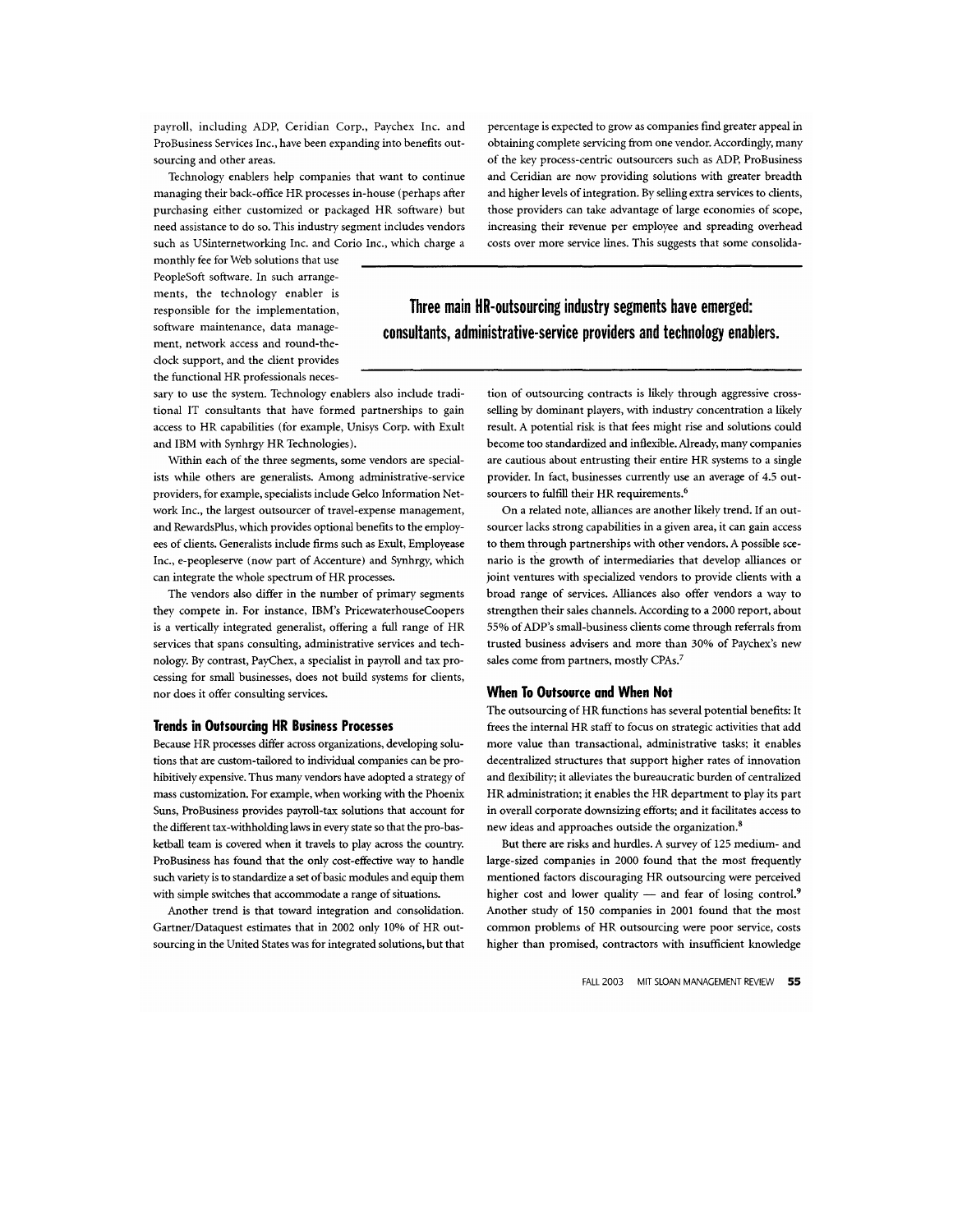payroll, including ADP, Ceridian Corp., Paychex Inc. and ProBusiness Services Inc., have been expanding into benefits outsourcing and other areas.

Technology enablers help companies that want to continue managing their back-office HR processes in-house (perhaps after purchasing either customized or packaged HR software) but need assistance to do so. This industry segment includes vendors such as USinternetworking Inc. and Corio Inc., which charge a monthly fee for Web solutions that use PeopleSoft software. In such arrangements, the technology enabler is responsible for the implementation, software maintenance, data management, network access and round-the-clock support, and the client provides the functional HR professionals necessary to use the system. Technology enablers also include traditional IT consultants that have formed partnerships to gain access to HR capabilities (for example, Unisys Corp. with Exult and IBM with Synhrgy HR Technologies).

Within each of the three segments, some vendors are specialists while others are generalists. Among administrative-service providers, for example, specialists include Gelco Information Network Inc., the largest outsourcer of travel-expense management, and RewardsPlus, which provides optional benefits to the employees of clients. Generalists include firms such as Exult, Employease Inc., e-peopleserve (now part of Accenture) and Synhrgy, which can integrate the whole spectrum of HR processes.

The vendors also differ in the number of primary segments they compete in. For instance, IBM's PricewaterhouseCoopers is a vertically integrated generalist, offering a full range of HR services that spans consulting, administrative services and technology. By contrast, PayChex, a specialist in payroll and tax processing for small businesses, does not build systems for clients, nor does it offer consulting services.

## Trends in Outsourcing HR Business Processes

Because HR processes differ across organizations, developing solutions that are custom-tailored to individual companies can be prohibitively expensive. Thus many vendors have adopted a strategy of mass customization. For example, when working with the Phoenix Suns, ProBusiness provides payroll-tax solutions that account for the different tax-withholding laws in every state so that the pro-basketball team is covered when it travels to play across the country. ProBusiness has found that the only cost-effective way to handle such variety is to standardize a set of basic modules and equip them with simple switches that accommodate a range of situations.

Another trend is that toward integration and consolidation. Gartner/Dataquest estimates that in 2002 only 10% of HR outsourcing in the United States was for integrated solutions, but that percentage is expected to grow as companies find greater appeal in obtaining complete servicing from one vendor. Accordingly, many of the key process-centric outsourcers such as ADP, ProBusiness and Ceridian are now providing solutions with greater breadth and higher levels of integration. By selling extra services to clients, those providers can take advantage of large economies of scope, increasing their revenue per employee and spreading overhead costs over more service lines. This suggests that some consolidation of outsourcing contracts is likely through aggressive cross-selling by dominant players, with industry concentration a likely result. A potential risk is that fees might rise and solutions could become too standardized and inflexible. Already, many companies are cautious about entrusting their entire HR systems to a single provider. In fact, businesses currently use an average of 4.5 outsourcers to fulfill their HR requirements.[6]

**Three main HR-outsourcing industry segments have emerged: consultants, administrative-service providers and technology enablers.**

On a related note, alliances are another likely trend. If an outsourcer lacks strong capabilities in a given area, it can gain access to them through partnerships with other vendors. A possible scenario is the growth of intermediaries that develop alliances or joint ventures with specialized vendors to provide clients with a broad range of services. Alliances also offer vendors a way to strengthen their sales channels. According to a 2000 report, about 55% of ADP's small-business clients come through referrals from trusted business advisers and more than 30% of Paychex's new sales come from partners, mostly CPAs.[7]

## When To Outsource and When Not

The outsourcing of HR functions has several potential benefits: It frees the internal HR staff to focus on strategic activities that add more value than transactional, administrative tasks; it enables decentralized structures that support higher rates of innovation and flexibility; it alleviates the bureaucratic burden of centralized HR administration; it enables the HR department to play its part in overall corporate downsizing efforts; and it facilitates access to new ideas and approaches outside the organization.[8]

But there are risks and hurdles. A survey of 125 medium- and large-sized companies in 2000 found that the most frequently mentioned factors discouraging HR outsourcing were perceived higher cost and lower quality — and fear of losing control.[9] Another study of 150 companies in 2001 found that the most common problems of HR outsourcing were poor service, costs higher than promised, contractors with insufficient knowledge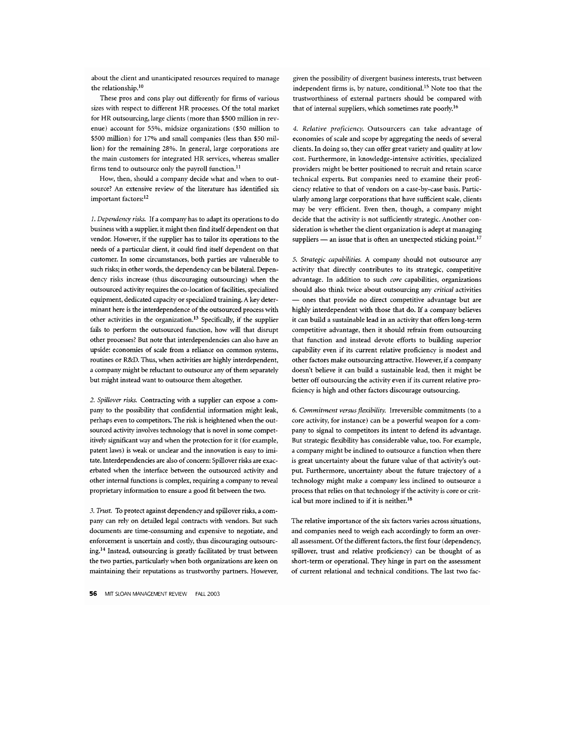about the client and unanticipated resources required to manage the relationship.[10]

These pros and cons play out differently for firms of various sizes with respect to different HR processes. Of the total market for HR outsourcing, large clients (more than $500 million in revenue) account for 55%, midsize organizations ($50 million to $500 million) for 17% and small companies (less than $50 million) for the remaining 28%. In general, large corporations are the main customers for integrated HR services, whereas smaller firms tend to outsource only the payroll function.[11]

How, then, should a company decide what and when to outsource? An extensive review of the literature has identified six important factors:[12]

*1. Dependency risks.* If a company has to adapt its operations to do business with a supplier, it might then find itself dependent on that vendor. However, if the supplier has to tailor its operations to the needs of a particular client, it could find itself dependent on that customer. In some circumstances, both parties are vulnerable to such risks; in other words, the dependency can be bilateral. Dependency risks increase (thus discouraging outsourcing) when the outsourced activity requires the co-location of facilities, specialized equipment, dedicated capacity or specialized training. A key determinant here is the interdependence of the outsourced process with other activities in the organization.[13] Specifically, if the supplier fails to perform the outsourced function, how will that disrupt other processes? But note that interdependencies can also have an upside: economies of scale from a reliance on common systems, routines or R&D. Thus, when activities are highly interdependent, a company might be reluctant to outsource any of them separately but might instead want to outsource them altogether.

*2. Spillover risks.* Contracting with a supplier can expose a company to the possibility that confidential information might leak, perhaps even to competitors. The risk is heightened when the outsourced activity involves technology that is novel in some competitively significant way and when the protection for it (for example, patent laws) is weak or unclear and the innovation is easy to imitate. Interdependencies are also of concern: Spillover risks are exacerbated when the interface between the outsourced activity and other internal functions is complex, requiring a company to reveal proprietary information to ensure a good fit between the two.

*3. Trust.* To protect against dependency and spillover risks, a company can rely on detailed legal contracts with vendors. But such documents are time-consuming and expensive to negotiate, and enforcement is uncertain and costly, thus discouraging outsourcing.[14] Instead, outsourcing is greatly facilitated by trust between the two parties, particularly when both organizations are keen on maintaining their reputations as trustworthy partners. However, given the possibility of divergent business interests, trust between independent firms is, by nature, conditional.[15] Note too that the trustworthiness of external partners should be compared with that of internal suppliers, which sometimes rate poorly.[16]

*4. Relative proficiency.* Outsourcers can take advantage of economies of scale and scope by aggregating the needs of several clients. In doing so, they can offer great variety and quality at low cost. Furthermore, in knowledge-intensive activities, specialized providers might be better positioned to recruit and retain scarce technical experts. But companies need to examine their proficiency relative to that of vendors on a case-by-case basis. Particularly among large corporations that have sufficient scale, clients may be very efficient. Even then, though, a company might decide that the activity is not sufficiently strategic. Another consideration is whether the client organization is adept at managing suppliers — an issue that is often an unexpected sticking point.[17]

*5. Strategic capabilities.* A company should not outsource any activity that directly contributes to its strategic, competitive advantage. In addition to such *core* capabilities, organizations should also think twice about outsourcing any *critical* activities — ones that provide no direct competitive advantage but are highly interdependent with those that do. If a company believes it can build a sustainable lead in an activity that offers long-term competitive advantage, then it should refrain from outsourcing that function and instead devote efforts to building superior capability even if its current relative proficiency is modest and other factors make outsourcing attractive. However, if a company doesn't believe it can build a sustainable lead, then it might be better off outsourcing the activity even if its current relative proficiency is high and other factors discourage outsourcing.

*6. Commitment versus flexibility.* Irreversible commitments (to a core activity, for instance) can be a powerful weapon for a company to signal to competitors its intent to defend its advantage. But strategic flexibility has considerable value, too. For example, a company might be inclined to outsource a function when there is great uncertainty about the future value of that activity's output. Furthermore, uncertainty about the future trajectory of a technology might make a company less inclined to outsource a process that relies on that technology if the activity is core or critical but more inclined to if it is neither.[18]

The relative importance of the six factors varies across situations, and companies need to weigh each accordingly to form an overall assessment. Of the different factors, the first four (dependency, spillover, trust and relative proficiency) can be thought of as short-term or operational. They hinge in part on the assessment of current relational and technical conditions. The last two fac-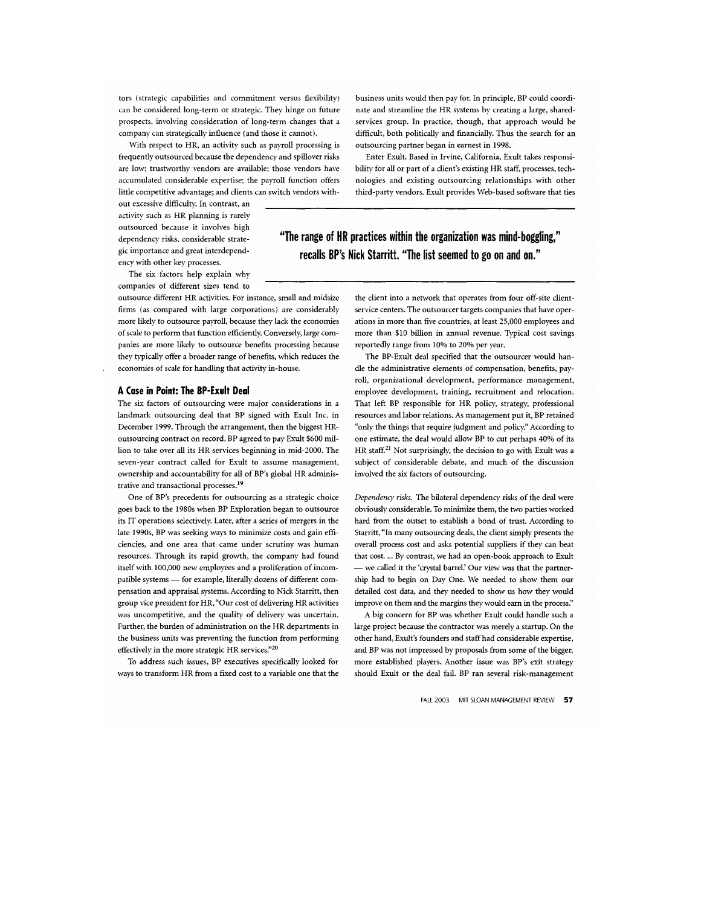tors (strategic capabilities and commitment versus flexibility) can be considered long-term or strategic. They hinge on future prospects, involving consideration of long-term changes that a company can strategically influence (and those it cannot).

With respect to HR, an activity such as payroll processing is frequently outsourced because the dependency and spillover risks are low; trustworthy vendors are available; those vendors have accumulated considerable expertise; the payroll function offers little competitive advantage; and clients can switch vendors without excessive difficulty. In contrast, an activity such as HR planning is rarely outsourced because it involves high dependency risks, considerable strategic importance and great interdependency with other key processes.

The six factors help explain why companies of different sizes tend to outsource different HR activities. For instance, small and midsize firms (as compared with large corporations) are considerably more likely to outsource payroll, because they lack the economies of scale to perform that function efficiently. Conversely, large companies are more likely to outsource benefits processing because they typically offer a broader range of benefits, which reduces the economies of scale for handling that activity in-house.

## A Case in Point: The BP-Exult Deal

The six factors of outsourcing were major considerations in a landmark outsourcing deal that BP signed with Exult Inc. in December 1999. Through the arrangement, then the biggest HR-outsourcing contract on record, BP agreed to pay Exult $600 million to take over all its HR services beginning in mid-2000. The seven-year contract called for Exult to assume management, ownership and accountability for all of BP's global HR administrative and transactional processes.[19]

One of BP's precedents for outsourcing as a strategic choice goes back to the 1980s when BP Exploration began to outsource its IT operations selectively. Later, after a series of mergers in the late 1990s, BP was seeking ways to minimize costs and gain efficiencies, and one area that came under scrutiny was human resources. Through its rapid growth, the company had found itself with 100,000 new employees and a proliferation of incompatible systems — for example, literally dozens of different compensation and appraisal systems. According to Nick Starritt, then group vice president for HR, "Our cost of delivering HR activities was uncompetitive, and the quality of delivery was uncertain. Further, the burden of administration on the HR departments in the business units was preventing the function from performing effectively in the more strategic HR services."[20]

To address such issues, BP executives specifically looked for ways to transform HR from a fixed cost to a variable one that the business units would then pay for. In principle, BP could coordinate and streamline the HR systems by creating a large, shared-services group. In practice, though, that approach would be difficult, both politically and financially. Thus the search for an outsourcing partner began in earnest in 1998.

Enter Exult. Based in Irvine, California, Exult takes responsibility for all or part of a client's existing HR staff, processes, technologies and existing outsourcing relationships with other third-party vendors. Exult provides Web-based software that ties the client into a network that operates from four off-site client-service centers. The outsourcer targets companies that have operations in more than five countries, at least 25,000 employees and more than $10 billion in annual revenue. Typical cost savings reportedly range from 10% to 20% per year.

**"The range of HR practices within the organization was mind-boggling," recalls BP's Nick Starritt. "The list seemed to go on and on."**

The BP-Exult deal specified that the outsourcer would handle the administrative elements of compensation, benefits, payroll, organizational development, performance management, employee development, training, recruitment and relocation. That left BP responsible for HR policy, strategy, professional resources and labor relations. As management put it, BP retained "only the things that require judgment and policy." According to one estimate, the deal would allow BP to cut perhaps 40% of its HR staff.[21] Not surprisingly, the decision to go with Exult was a subject of considerable debate, and much of the discussion involved the six factors of outsourcing.

*Dependency risks.* The bilateral dependency risks of the deal were obviously considerable. To minimize them, the two parties worked hard from the outset to establish a bond of trust. According to Starritt, "In many outsourcing deals, the client simply presents the overall process cost and asks potential suppliers if they can beat that cost. ... By contrast, we had an open-book approach to Exult — we called it the 'crystal barrel.' Our view was that the partnership had to begin on Day One. We needed to show them our detailed cost data, and they needed to show us how they would improve on them and the margins they would earn in the process."

A big concern for BP was whether Exult could handle such a large project because the contractor was merely a startup. On the other hand, Exult's founders and staff had considerable expertise, and BP was not impressed by proposals from some of the bigger, more established players. Another issue was BP's exit strategy should Exult or the deal fail. BP ran several risk-management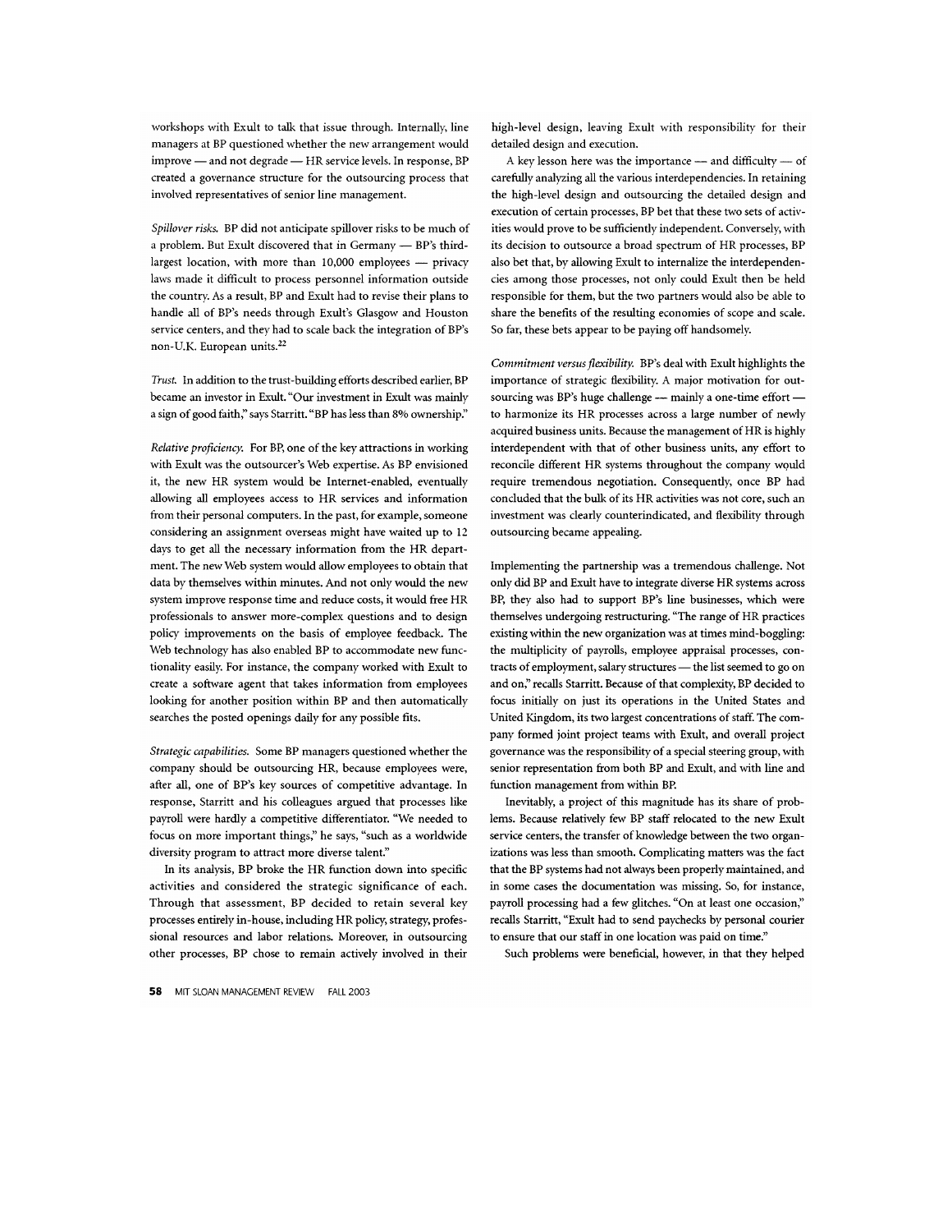workshops with Exult to talk that issue through. Internally, line managers at BP questioned whether the new arrangement would improve — and not degrade — HR service levels. In response, BP created a governance structure for the outsourcing process that involved representatives of senior line management.

*Spillover risks.* BP did not anticipate spillover risks to be much of a problem. But Exult discovered that in Germany — BP's third-largest location, with more than 10,000 employees — privacy laws made it difficult to process personnel information outside the country. As a result, BP and Exult had to revise their plans to handle all of BP's needs through Exult's Glasgow and Houston service centers, and they had to scale back the integration of BP's non-U.K. European units.[22]

*Trust.* In addition to the trust-building efforts described earlier, BP became an investor in Exult. "Our investment in Exult was mainly a sign of good faith," says Starritt. "BP has less than 8% ownership."

*Relative proficiency.* For BP, one of the key attractions in working with Exult was the outsourcer's Web expertise. As BP envisioned it, the new HR system would be Internet-enabled, eventually allowing all employees access to HR services and information from their personal computers. In the past, for example, someone considering an assignment overseas might have waited up to 12 days to get all the necessary information from the HR department. The new Web system would allow employees to obtain that data by themselves within minutes. And not only would the new system improve response time and reduce costs, it would free HR professionals to answer more-complex questions and to design policy improvements on the basis of employee feedback. The Web technology has also enabled BP to accommodate new functionality easily. For instance, the company worked with Exult to create a software agent that takes information from employees looking for another position within BP and then automatically searches the posted openings daily for any possible fits.

*Strategic capabilities.* Some BP managers questioned whether the company should be outsourcing HR, because employees were, after all, one of BP's key sources of competitive advantage. In response, Starritt and his colleagues argued that processes like payroll were hardly a competitive differentiator. "We needed to focus on more important things," he says, "such as a worldwide diversity program to attract more diverse talent."

In its analysis, BP broke the HR function down into specific activities and considered the strategic significance of each. Through that assessment, BP decided to retain several key processes entirely in-house, including HR policy, strategy, professional resources and labor relations. Moreover, in outsourcing other processes, BP chose to remain actively involved in their high-level design, leaving Exult with responsibility for their detailed design and execution.

A key lesson here was the importance — and difficulty — of carefully analyzing all the various interdependencies. In retaining the high-level design and outsourcing the detailed design and execution of certain processes, BP bet that these two sets of activities would prove to be sufficiently independent. Conversely, with its decision to outsource a broad spectrum of HR processes, BP also bet that, by allowing Exult to internalize the interdependencies among those processes, not only could Exult then be held responsible for them, but the two partners would also be able to share the benefits of the resulting economies of scope and scale. So far, these bets appear to be paying off handsomely.

*Commitment versus flexibility.* BP's deal with Exult highlights the importance of strategic flexibility. A major motivation for outsourcing was BP's huge challenge — mainly a one-time effort — to harmonize its HR processes across a large number of newly acquired business units. Because the management of HR is highly interdependent with that of other business units, any effort to reconcile different HR systems throughout the company would require tremendous negotiation. Consequently, once BP had concluded that the bulk of its HR activities was not core, such an investment was clearly counterindicated, and flexibility through outsourcing became appealing.

Implementing the partnership was a tremendous challenge. Not only did BP and Exult have to integrate diverse HR systems across BP, they also had to support BP's line businesses, which were themselves undergoing restructuring. "The range of HR practices existing within the new organization was at times mind-boggling: the multiplicity of payrolls, employee appraisal processes, contracts of employment, salary structures — the list seemed to go on and on," recalls Starritt. Because of that complexity, BP decided to focus initially on just its operations in the United States and United Kingdom, its two largest concentrations of staff. The company formed joint project teams with Exult, and overall project governance was the responsibility of a special steering group, with senior representation from both BP and Exult, and with line and function management from within BP.

Inevitably, a project of this magnitude has its share of problems. Because relatively few BP staff relocated to the new Exult service centers, the transfer of knowledge between the two organizations was less than smooth. Complicating matters was the fact that the BP systems had not always been properly maintained, and in some cases the documentation was missing. So, for instance, payroll processing had a few glitches. "On at least one occasion," recalls Starritt, "Exult had to send paychecks by personal courier to ensure that our staff in one location was paid on time."

Such problems were beneficial, however, in that they helped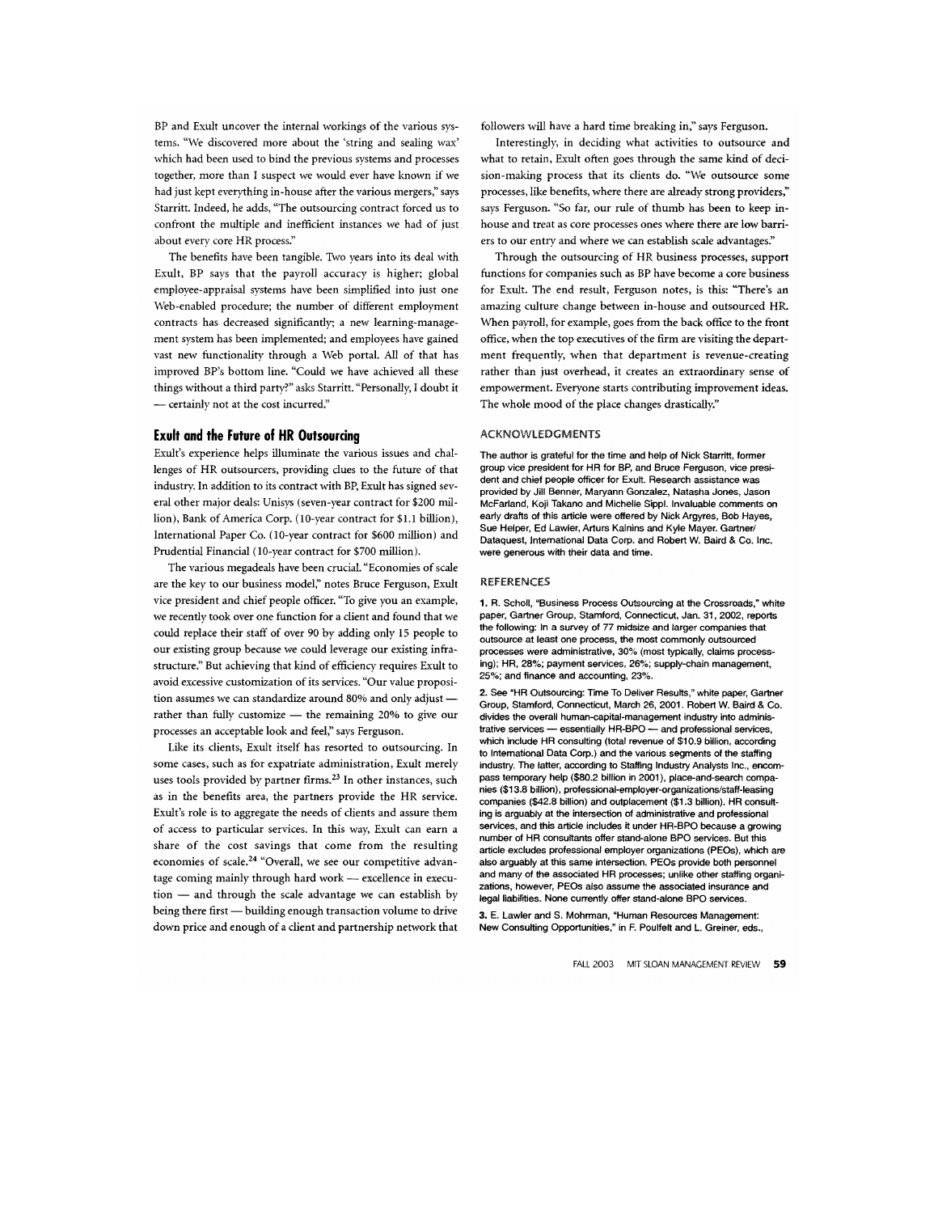BP and Exult uncover the internal workings of the various systems. "We discovered more about the 'string and sealing wax' which had been used to bind the previous systems and processes together, more than I suspect we would ever have known if we had just kept everything in-house after the various mergers," says Starritt. Indeed, he adds, "The outsourcing contract forced us to confront the multiple and inefficient instances we had of just about every core HR process."

The benefits have been tangible. Two years into its deal with Exult, BP says that the payroll accuracy is higher; global employee-appraisal systems have been simplified into just one Web-enabled procedure; the number of different employment contracts has decreased significantly; a new learning-management system has been implemented; and employees have gained vast new functionality through a Web portal. All of that has improved BP's bottom line. "Could we have achieved all these things without a third party?" asks Starritt. "Personally, I doubt it — certainly not at the cost incurred."

## Exult and the Future of HR Outsourcing

Exult's experience helps illuminate the various issues and challenges of HR outsourcers, providing clues to the future of that industry. In addition to its contract with BP, Exult has signed several other major deals: Unisys (seven-year contract for $200 million), Bank of America Corp. (10-year contract for $1.1 billion), International Paper Co. (10-year contract for $600 million) and Prudential Financial (10-year contract for $700 million).

The various megadeals have been crucial. "Economies of scale are the key to our business model," notes Bruce Ferguson, Exult vice president and chief people officer. "To give you an example, we recently took over one function for a client and found that we could replace their staff of over 90 by adding only 15 people to our existing group because we could leverage our existing infrastructure." But achieving that kind of efficiency requires Exult to avoid excessive customization of its services. "Our value proposition assumes we can standardize around 80% and only adjust — rather than fully customize — the remaining 20% to give our processes an acceptable look and feel," says Ferguson.

Like its clients, Exult itself has resorted to outsourcing. In some cases, such as for expatriate administration, Exult merely uses tools provided by partner firms.[23] In other instances, such as in the benefits area, the partners provide the HR service. Exult's role is to aggregate the needs of clients and assure them of access to particular services. In this way, Exult can earn a share of the cost savings that come from the resulting economies of scale.[24] "Overall, we see our competitive advantage coming mainly through hard work — excellence in execution — and through the scale advantage we can establish by being there first — building enough transaction volume to drive down price and enough of a client and partnership network that followers will have a hard time breaking in," says Ferguson.

Interestingly, in deciding what activities to outsource and what to retain, Exult often goes through the same kind of decision-making process that its clients do. "We outsource some processes, like benefits, where there are already strong providers," says Ferguson. "So far, our rule of thumb has been to keep in-house and treat as core processes ones where there are low barriers to our entry and where we can establish scale advantages."

Through the outsourcing of HR business processes, support functions for companies such as BP have become a core business for Exult. The end result, Ferguson notes, is this: "There's an amazing culture change between in-house and outsourced HR. When payroll, for example, goes from the back office to the front office, when the top executives of the firm are visiting the department frequently, when that department is revenue-creating rather than just overhead, it creates an extraordinary sense of empowerment. Everyone starts contributing improvement ideas. The whole mood of the place changes drastically."

### ACKNOWLEDGMENTS

The author is grateful for the time and help of Nick Starritt, former group vice president for HR for BP, and Bruce Ferguson, vice president and chief people officer for Exult. Research assistance was provided by Jill Benner, Maryann Gonzalez, Natasha Jones, Jason McFarland, Koji Takano and Michelle Sippl. Invaluable comments on early drafts of this article were offered by Nick Argyres, Bob Hayes, Sue Helper, Ed Lawler, Arturs Kalnins and Kyle Mayer. Gartner/Dataquest, International Data Corp. and Robert W. Baird & Co. Inc. were generous with their data and time.

### REFERENCES

**1.** R. Scholl, "Business Process Outsourcing at the Crossroads," white paper, Gartner Group, Stamford, Connecticut, Jan. 31, 2002, reports the following: In a survey of 77 midsize and larger companies that outsource at least one process, the most commonly outsourced processes were administrative, 30% (most typically, claims processing); HR, 28%; payment services, 26%; supply-chain management, 25%; and finance and accounting, 23%.

**2.** See "HR Outsourcing: Time To Deliver Results," white paper, Gartner Group, Stamford, Connecticut, March 26, 2001. Robert W. Baird & Co. divides the overall human-capital-management industry into administrative services — essentially HR-BPO — and professional services, which include HR consulting (total revenue of $10.9 billion, according to International Data Corp.) and the various segments of the staffing industry. The latter, according to Staffing Industry Analysts Inc., encompass temporary help ($80.2 billion in 2001), place-and-search companies ($13.8 billion), professional-employer-organizations/staff-leasing companies ($42.8 billion) and outplacement ($1.3 billion). HR consulting is arguably at the intersection of administrative and professional services, and this article includes it under HR-BPO because a growing number of HR consultants offer stand-alone BPO services. But this article excludes professional employer organizations (PEOs), which are also arguably at this same intersection. PEOs provide both personnel and many of the associated HR processes; unlike other staffing organizations, however, PEOs also assume the associated insurance and legal liabilities. None currently offer stand-alone BPO services.

**3.** E. Lawler and S. Mohrman, "Human Resources Management: New Consulting Opportunities," in F. Poulfelt and L. Greiner, eds.,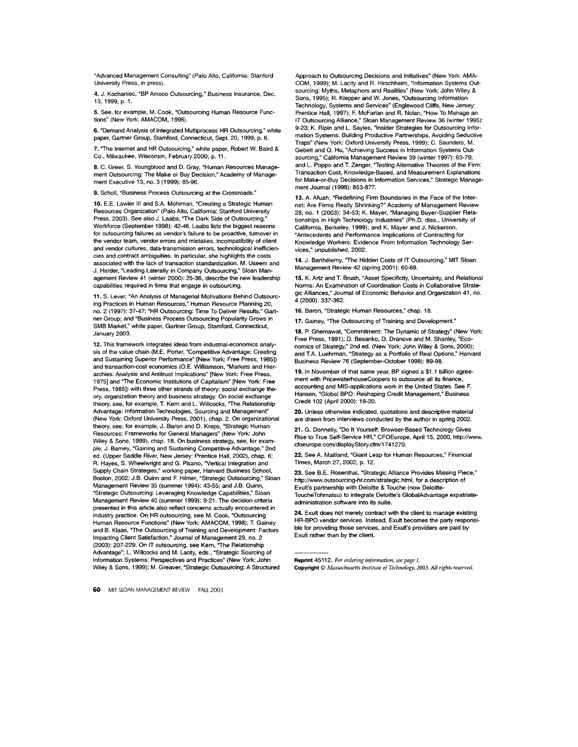"Advanced Management Consulting" (Palo Alto, California: Stanford University Press, in press).

**4.** J. Kochaniec, "BP Amoco Outsourcing," Business Insurance, Dec. 13, 1999, p. 1.

**5.** See, for example, M. Cook, "Outsourcing Human Resource Functions" (New York: AMACOM, 1998).

**6.** "Demand Analysis of Integrated Multiprocess HR Outsourcing," white paper, Gartner Group, Stamford, Connecticut, Sept. 20, 1999, p. 6.

**7.** "The Internet and HR Outsourcing," white paper, Robert W. Baird & Co., Milwaukee, Wisconsin, February 2000, p. 11.

**8.** C. Greer, S. Youngblood and D. Gray, "Human Resources Management Outsourcing: The Make or Buy Decision," Academy of Management Executive 13, no. 3 (1999): 85-96.

**9.** Scholl, "Business Process Outsourcing at the Crossroads."

**10.** E.E. Lawler III and S.A. Mohrman, "Creating a Strategic Human Resources Organization" (Palo Alto, California: Stanford University Press, 2003). See also J. Laabs, "The Dark Side of Outsourcing," Workforce (September 1998): 42-46. Laabs lists the biggest reasons for outsourcing failures as vendor's failure to be proactive, turnover in the vendor team, vendor errors and mistakes, incompatibility of client and vendor cultures, data-transmission errors, technological inefficiencies and contract ambiguities. In particular, she highlights the costs associated with the lack of transaction standardization. M. Useem and J. Harder, "Leading Laterally in Company Outsourcing," Sloan Management Review 41 (winter 2000): 25-36, describe the new leadership capabilities required in firms that engage in outsourcing.

**11.** S. Lever, "An Analysis of Managerial Motivations Behind Outsourcing Practices in Human Resources," Human Resource Planning 20, no. 2 (1997): 37-47; "HR Outsourcing: Time To Deliver Results," Gartner Group; and "Business Process Outsourcing Popularity Grows in SMB Market," white paper, Gartner Group, Stamford, Connecticut, January 2003.

**12.** This framework integrates ideas from industrial-economics analysis of the value chain (M.E. Porter, "Competitive Advantage: Creating and Sustaining Superior Performance" [New York: Free Press, 1985]) and transaction-cost economics (O.E. Williamson, "Markets and Hierarchies: Analysis and Antitrust Implications" [New York: Free Press, 1975] and "The Economic Institutions of Capitalism" [New York: Free Press, 1985]) with three other strands of theory: social exchange theory, organization theory and business strategy. On social exchange theory, see, for example, T. Kern and L. Willcocks, "The Relationship Advantage: Information Technologies, Sourcing and Management" (New York: Oxford University Press, 2001), chap. 2. On organizational theory, see, for example, J. Baron and D. Kreps, "Strategic Human Resources: Frameworks for General Managers" (New York: John Wiley & Sons, 1999), chap. 18. On business strategy, see, for example, J. Barney, "Gaining and Sustaining Competitive Advantage," 2nd ed. (Upper Saddle River, New Jersey: Prentice Hall, 2002), chap. 6; R. Hayes, S. Wheelwright and G. Pisano, "Vertical Integration and Supply Chain Strategies," working paper, Harvard Business School, Boston, 2002; J.B. Quinn and F. Hilmer, "Strategic Outsourcing," Sloan Management Review 35 (summer 1994): 43-55; and J.B. Quinn, "Strategic Outsourcing: Leveraging Knowledge Capabilities," Sloan Management Review 40 (summer 1999): 9-21. The decision criteria presented in this article also reflect concerns actually encountered in industry practice. On HR outsourcing, see M. Cook, "Outsourcing Human Resource Functions" (New York: AMACOM, 1998); T. Gainey and B. Klaas, "The Outsourcing of Training and Development: Factors Impacting Client Satisfaction," Journal of Management 29, no. 2 (2003): 207-229. On IT outsourcing, see Kern, "The Relationship Advantage"; L. Willcocks and M. Lacity, eds., "Strategic Sourcing of Information Systems: Perspectives and Practices" (New York: John Wiley & Sons, 1999); M. Greaver, "Strategic Outsourcing: A Structured Approach to Outsourcing Decisions and Initiatives" (New York: AMACOM, 1999); M. Lacity and R. Hirschheim, "Information Systems Outsourcing: Myths, Metaphors and Realities" (New York: John Wiley & Sons, 1995); R. Klepper and W. Jones, "Outsourcing Information Technology, Systems and Services" (Englewood Cliffs, New Jersey: Prentice Hall, 1997); F. McFarlan and R. Nolan, "How To Manage an IT Outsourcing Alliance," Sloan Management Review 36 (winter 1995): 9-23; K. Ripin and L. Sayles, "Insider Strategies for Outsourcing Information Systems: Building Productive Partnerships, Avoiding Seductive Traps" (New York: Oxford University Press, 1999); C. Saunders, M. Gebelt and Q. Hu, "Achieving Success in Information Systems Outsourcing," California Management Review 39 (winter 1997): 63-79; and L. Poppo and T. Zenger, "Testing Alternative Theories of the Firm: Transaction Cost, Knowledge-Based, and Measurement Explanations for Make-or-Buy Decisions in Information Services," Strategic Management Journal (1998): 853-877.

**13.** A. Afuah, "Redefining Firm Boundaries in the Face of the Internet: Are Firms Really Shrinking?" Academy of Management Review 28, no. 1 (2003): 34-53; K. Mayer, "Managing Buyer-Supplier Relationships in High Technology Industries" (Ph.D. diss., University of California, Berkeley, 1999); and K. Mayer and J. Nickerson, "Antecedents and Performance Implications of Contracting for Knowledge Workers: Evidence From Information Technology Services," unpublished, 2002.

**14.** J. Barthélemy, "The Hidden Costs of IT Outsourcing," MIT Sloan Management Review 42 (spring 2001): 60-69.

**15.** K. Artz and T. Brush, "Asset Specificity, Uncertainty, and Relational Norms: An Examination of Coordination Costs in Collaborative Strategic Alliances," Journal of Economic Behavior and Organization 41, no. 4 (2000): 337-362.

**16.** Baron, "Strategic Human Resources," chap. 18.

**17.** Gainey, "The Outsourcing of Training and Development."

**18.** P. Ghemawat, "Commitment: The Dynamic of Strategy" (New York: Free Press, 1991); D. Besanko, D. Dranove and M. Shanley, "Economics of Strategy," 2nd ed. (New York: John Wiley & Sons, 2000); and T.A. Luehrman, "Strategy as a Portfolio of Real Options," Harvard Business Review 76 (September-October 1998): 89-98.

**19.** In November of that same year, BP signed a $1.1 billion agreement with PricewaterhouseCoopers to outsource all its finance, accounting and MIS-applications work in the United States. See F. Hansen, "Global BPO: Reshaping Credit Management," Business Credit 102 (April 2000): 18-20.

**20.** Unless otherwise indicated, quotations and descriptive material are drawn from interviews conducted by the author in spring 2002.

**21.** G. Donnelly, "Do It Yourself: Browser-Based Technology Gives Rise to True Self-Service HR," CFOEurope, April 15, 2000, http://www.cfoeurope.com/displayStory.cfm/1741270.

**22.** See A. Maitland, "Giant Leap for Human Resources," Financial Times, March 27, 2002, p. 12.

**23.** See B.E. Rosenthal, "Strategic Alliance Provides Missing Piece," http://www.outsourcing-hr.com/strategic.html, for a description of Exult's partnership with Deloitte & Touche (now Deloitte-ToucheTohmatsu) to integrate Deloitte's GlobalAdvantage expatriate-administration software into its suite.

**24.** Exult does not merely contract with the client to manage existing HR-BPO vendor services. Instead, Exult becomes the party responsible for providing those services, and Exult's providers are paid by Exult rather than by the client.

**Reprint** 45112. *For ordering information, see page 1.*
**Copyright** © *Massachusetts Institute of Technology, 2003. All rights reserved.*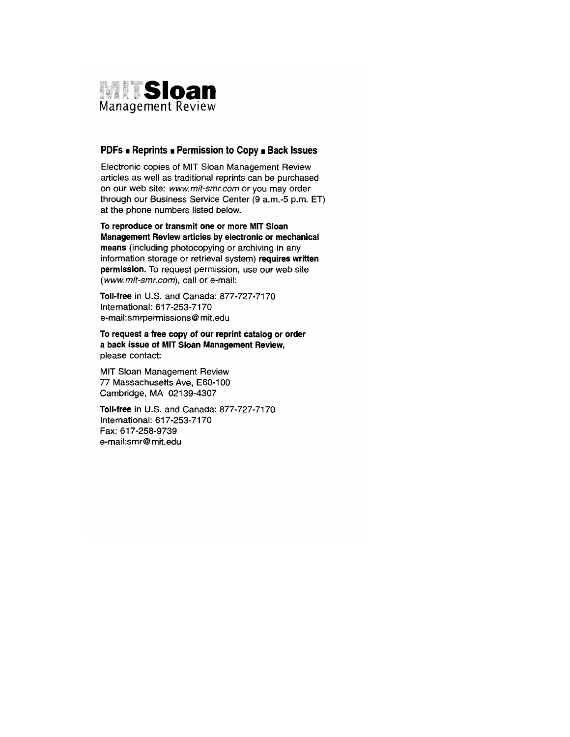# MIT Sloan Management Review

## PDFs ▪ Reprints ▪ Permission to Copy ▪ Back Issues

Electronic copies of MIT Sloan Management Review articles as well as traditional reprints can be purchased on our web site: *www.mit-smr.com* or you may order through our Business Service Center (9 a.m.-5 p.m. ET) at the phone numbers listed below.

**To reproduce or transmit one or more MIT Sloan Management Review articles by electronic or mechanical means** (including photocopying or archiving in any information storage or retrieval system) **requires written permission.** To request permission, use our web site (*www.mit-smr.com*), call or e-mail:

**Toll-free** in U.S. and Canada: 877-727-7170
International: 617-253-7170
e-mail:smrpermissions@mit.edu

**To request a free copy of our reprint catalog or order a back issue of MIT Sloan Management Review,** please contact:

MIT Sloan Management Review
77 Massachusetts Ave, E60-100
Cambridge, MA 02139-4307

**Toll-free** in U.S. and Canada: 877-727-7170
International: 617-253-7170
Fax: 617-258-9739
e-mail:smr@mit.edu